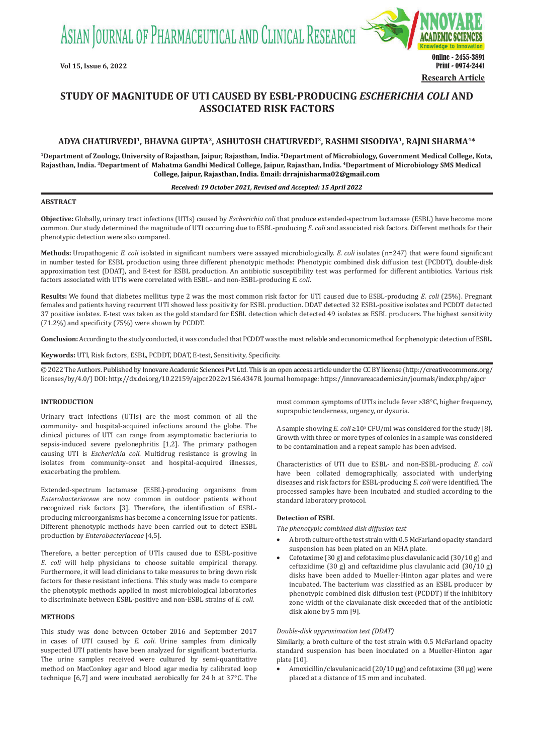Research Article

# STUDY OF MAGNITUDE OF UTI CAUSED BY ESBL-PRODUCING *ESCHERICHIA COLI* AND ASSOCIATED RISK FACTORS

**ADYA CHATURVEDI[1], BHAVNA GUPTA[2], ASHUTOSH CHATURVEDI[3], RASHMI SISODIYA[1], RAJNI SHARMA[4*]**

[1]Department of Zoology, University of Rajasthan, Jaipur, Rajasthan, India. [2]Department of Microbiology, Government Medical College, Kota, Rajasthan, India. [3]Department of Mahatma Gandhi Medical College, Jaipur, Rajasthan, India. [4]Department of Microbiology SMS Medical College, Jaipur, Rajasthan, India. Email: drrajnisharma02@gmail.com

*Received: 19 October 2021, Revised and Accepted: 15 April 2022*

## ABSTRACT

**Objective:** Globally, urinary tract infections (UTIs) caused by *Escherichia coli* that produce extended-spectrum lactamase (ESBL) have become more common. Our study determined the magnitude of UTI occurring due to ESBL-producing *E. coli* and associated risk factors. Different methods for their phenotypic detection were also compared.

**Methods:** Uropathogenic *E. coli* isolated in significant numbers were assayed microbiologically. *E. coli* isolates (n=247) that were found significant in number tested for ESBL production using three different phenotypic methods: Phenotypic combined disk diffusion test (PCDDT), double-disk approximation test (DDAT), and E-test for ESBL production. An antibiotic susceptibility test was performed for different antibiotics. Various risk factors associated with UTIs were correlated with ESBL- and non-ESBL-producing *E. coli*.

**Results:** We found that diabetes mellitus type 2 was the most common risk factor for UTI caused due to ESBL-producing *E. coli* (25%). Pregnant females and patients having recurrent UTI showed less positivity for ESBL production. DDAT detected 32 ESBL-positive isolates and PCDDT detected 37 positive isolates. E-test was taken as the gold standard for ESBL detection which detected 49 isolates as ESBL producers. The highest sensitivity (71.2%) and specificity (75%) were shown by PCDDT.

**Conclusion:** According to the study conducted, it was concluded that PCDDT was the most reliable and economic method for phenotypic detection of ESBL.

**Keywords:** UTI, Risk factors, ESBL, PCDDT, DDAT, E-test, Sensitivity, Specificity.

© 2022 The Authors. Published by Innovare Academic Sciences Pvt Ltd. This is an open access article under the CC BY license (http://creativecommons.org/licenses/by/4.0/) DOI: http://dx.doi.org/10.22159/ajpcr.2022v15i6.43478. Journal homepage: https://innovareacademics.in/journals/index.php/ajpcr

## INTRODUCTION

Urinary tract infections (UTIs) are the most common of all the community- and hospital-acquired infections around the globe. The clinical pictures of UTI can range from asymptomatic bacteriuria to sepsis-induced severe pyelonephritis [1,2]. The primary pathogen causing UTI is *Escherichia coli*. Multidrug resistance is growing in isolates from community-onset and hospital-acquired illnesses, exacerbating the problem.

Extended-spectrum lactamase (ESBL)-producing organisms from *Enterobacteriaceae* are now common in outdoor patients without recognized risk factors [3]. Therefore, the identification of ESBL-producing microorganisms has become a concerning issue for patients. Different phenotypic methods have been carried out to detect ESBL production by *Enterobacteriaceae* [4,5].

Therefore, a better perception of UTIs caused due to ESBL-positive *E. coli* will help physicians to choose suitable empirical therapy. Furthermore, it will lead clinicians to take measures to bring down risk factors for these resistant infections. This study was made to compare the phenotypic methods applied in most microbiological laboratories to discriminate between ESBL-positive and non-ESBL strains of *E. coli.*

## METHODS

This study was done between October 2016 and September 2017 in cases of UTI caused by *E. coli*. Urine samples from clinically suspected UTI patients have been analyzed for significant bacteriuria. The urine samples received were cultured by semi-quantitative method on MacConkey agar and blood agar media by calibrated loop technique [6,7] and were incubated aerobically for 24 h at 37°C. The most common symptoms of UTIs include fever >38°C, higher frequency, suprapubic tenderness, urgency, or dysuria.

A sample showing *E. coli* $\geq 10^5$ CFU/ml was considered for the study [8]. Growth with three or more types of colonies in a sample was considered to be contamination and a repeat sample has been advised.

Characteristics of UTI due to ESBL- and non-ESBL-producing *E. coli* have been collated demographically, associated with underlying diseases and risk factors for ESBL-producing *E. coli* were identified. The processed samples have been incubated and studied according to the standard laboratory protocol.

### Detection of ESBL

*The phenotypic combined disk diffusion test*

- A broth culture of the test strain with 0.5 McFarland opacity standard suspension has been plated on an MHA plate.
- Cefotaxime (30 g) and cefotaxime plus clavulanic acid (30/10 g) and ceftazidime (30 g) and ceftazidime plus clavulanic acid (30/10 g) disks have been added to Mueller-Hinton agar plates and were incubated. The bacterium was classified as an ESBL producer by phenotypic combined disk diffusion test (PCDDT) if the inhibitory zone width of the clavulanate disk exceeded that of the antibiotic disk alone by 5 mm [9].

*Double-disk approximation test (DDAT)*

Similarly, a broth culture of the test strain with 0.5 McFarland opacity standard suspension has been inoculated on a Mueller-Hinton agar plate [10].

- Amoxicillin/clavulanic acid (20/10 µg) and cefotaxime (30 µg) were placed at a distance of 15 mm and incubated.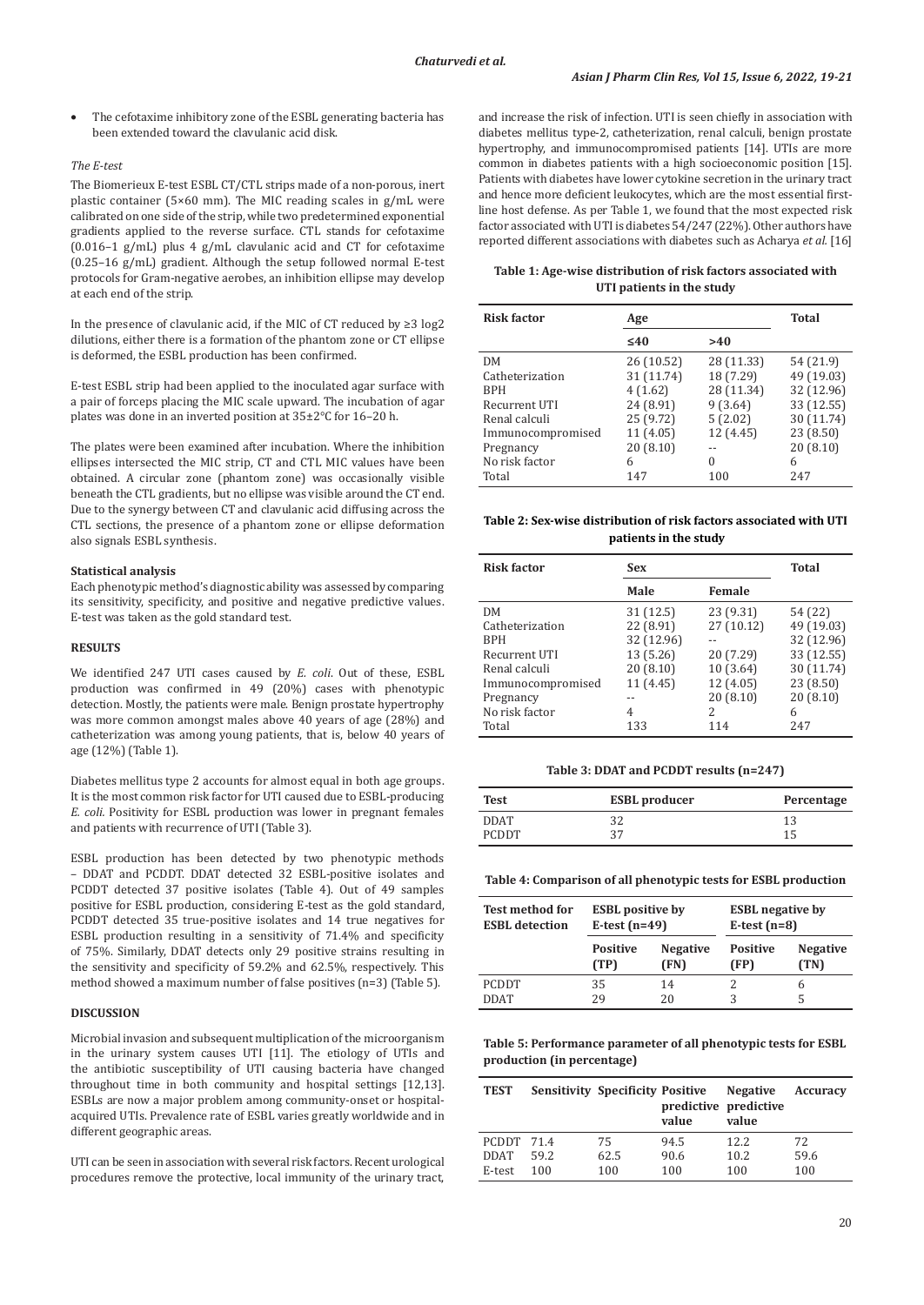- The cefotaxime inhibitory zone of the ESBL generating bacteria has been extended toward the clavulanic acid disk.

#### *The E-test*

The Biomerieux E-test ESBL CT/CTL strips made of a non-porous, inert plastic container (5×60 mm). The MIC reading scales in g/mL were calibrated on one side of the strip, while two predetermined exponential gradients applied to the reverse surface. CTL stands for cefotaxime (0.016–1 g/mL) plus 4 g/mL clavulanic acid and CT for cefotaxime (0.25–16 g/mL) gradient. Although the setup followed normal E-test protocols for Gram-negative aerobes, an inhibition ellipse may develop at each end of the strip.

In the presence of clavulanic acid, if the MIC of CT reduced by ≥3 log2 dilutions, either there is a formation of the phantom zone or CT ellipse is deformed, the ESBL production has been confirmed.

E-test ESBL strip had been applied to the inoculated agar surface with a pair of forceps placing the MIC scale upward. The incubation of agar plates was done in an inverted position at 35±2°C for 16–20 h.

The plates were been examined after incubation. Where the inhibition ellipses intersected the MIC strip, CT and CTL MIC values have been obtained. A circular zone (phantom zone) was occasionally visible beneath the CTL gradients, but no ellipse was visible around the CT end. Due to the synergy between CT and clavulanic acid diffusing across the CTL sections, the presence of a phantom zone or ellipse deformation also signals ESBL synthesis.

#### **Statistical analysis**

Each phenotypic method's diagnostic ability was assessed by comparing its sensitivity, specificity, and positive and negative predictive values. E-test was taken as the gold standard test.

### **RESULTS**

We identified 247 UTI cases caused by *E. coli*. Out of these, ESBL production was confirmed in 49 (20%) cases with phenotypic detection. Mostly, the patients were male. Benign prostate hypertrophy was more common amongst males above 40 years of age (28%) and catheterization was among young patients, that is, below 40 years of age (12%) (Table 1).

Diabetes mellitus type 2 accounts for almost equal in both age groups. It is the most common risk factor for UTI caused due to ESBL-producing *E. coli*. Positivity for ESBL production was lower in pregnant females and patients with recurrence of UTI (Table 3).

ESBL production has been detected by two phenotypic methods – DDAT and PCDDT. DDAT detected 32 ESBL-positive isolates and PCDDT detected 37 positive isolates (Table 4). Out of 49 samples positive for ESBL production, considering E-test as the gold standard, PCDDT detected 35 true-positive isolates and 14 true negatives for ESBL production resulting in a sensitivity of 71.4% and specificity of 75%. Similarly, DDAT detects only 29 positive strains resulting in the sensitivity and specificity of 59.2% and 62.5%, respectively. This method showed a maximum number of false positives (n=3) (Table 5).

### **DISCUSSION**

Microbial invasion and subsequent multiplication of the microorganism in the urinary system causes UTI [11]. The etiology of UTIs and the antibiotic susceptibility of UTI causing bacteria have changed throughout time in both community and hospital settings [12,13]. ESBLs are now a major problem among community-onset or hospital-acquired UTIs. Prevalence rate of ESBL varies greatly worldwide and in different geographic areas.

UTI can be seen in association with several risk factors. Recent urological procedures remove the protective, local immunity of the urinary tract, and increase the risk of infection. UTI is seen chiefly in association with diabetes mellitus type-2, catheterization, renal calculi, benign prostate hypertrophy, and immunocompromised patients [14]. UTIs are more common in diabetes patients with a high socioeconomic position [15]. Patients with diabetes have lower cytokine secretion in the urinary tract and hence more deficient leukocytes, which are the most essential first-line host defense. As per Table 1, we found that the most expected risk factor associated with UTI is diabetes 54/247 (22%). Other authors have reported different associations with diabetes such as Acharya *et al.* [16]

**Table 1: Age-wise distribution of risk factors associated with UTI patients in the study**

| Risk factor | Age | | Total |
|---|---|---|---|
| | ≤40 | >40 | |
| DM | 26 (10.52) | 28 (11.33) | 54 (21.9) |
| Catheterization | 31 (11.74) | 18 (7.29) | 49 (19.03) |
| BPH | 4 (1.62) | 28 (11.34) | 32 (12.96) |
| Recurrent UTI | 24 (8.91) | 9 (3.64) | 33 (12.55) |
| Renal calculi | 25 (9.72) | 5 (2.02) | 30 (11.74) |
| Immunocompromised | 11 (4.05) | 12 (4.45) | 23 (8.50) |
| Pregnancy | 20 (8.10) | -- | 20 (8.10) |
| No risk factor | 6 | 0 | 6 |
| Total | 147 | 100 | 247 |

**Table 2: Sex-wise distribution of risk factors associated with UTI patients in the study**

| Risk factor | Sex | | Total |
|---|---|---|---|
| | Male | Female | |
| DM | 31 (12.5) | 23 (9.31) | 54 (22) |
| Catheterization | 22 (8.91) | 27 (10.12) | 49 (19.03) |
| BPH | 32 (12.96) | -- | 32 (12.96) |
| Recurrent UTI | 13 (5.26) | 20 (7.29) | 33 (12.55) |
| Renal calculi | 20 (8.10) | 10 (3.64) | 30 (11.74) |
| Immunocompromised | 11 (4.45) | 12 (4.05) | 23 (8.50) |
| Pregnancy | -- | 20 (8.10) | 20 (8.10) |
| No risk factor | 4 | 2 | 6 |
| Total | 133 | 114 | 247 |

**Table 3: DDAT and PCDDT results (n=247)**

| Test | ESBL producer | Percentage |
|---|---|---|
| DDAT | 32 | 13 |
| PCDDT | 37 | 15 |

**Table 4: Comparison of all phenotypic tests for ESBL production**

| Test method for ESBL detection | ESBL positive by E-test (n=49) | | ESBL negative by E-test (n=8) | |
|---|---|---|---|---|
| | Positive (TP) | Negative (FN) | Positive (FP) | Negative (TN) |
| PCDDT | 35 | 14 | 2 | 6 |
| DDAT | 29 | 20 | 3 | 5 |

**Table 5: Performance parameter of all phenotypic tests for ESBL production (in percentage)**

| TEST | Sensitivity | Specificity | Positive predictive value | Negative predictive value | Accuracy |
|---|---|---|---|---|---|
| PCDDT | 71.4 | 75 | 94.5 | 12.2 | 72 |
| DDAT | 59.2 | 62.5 | 90.6 | 10.2 | 59.6 |
| E-test | 100 | 100 | 100 | 100 | 100 |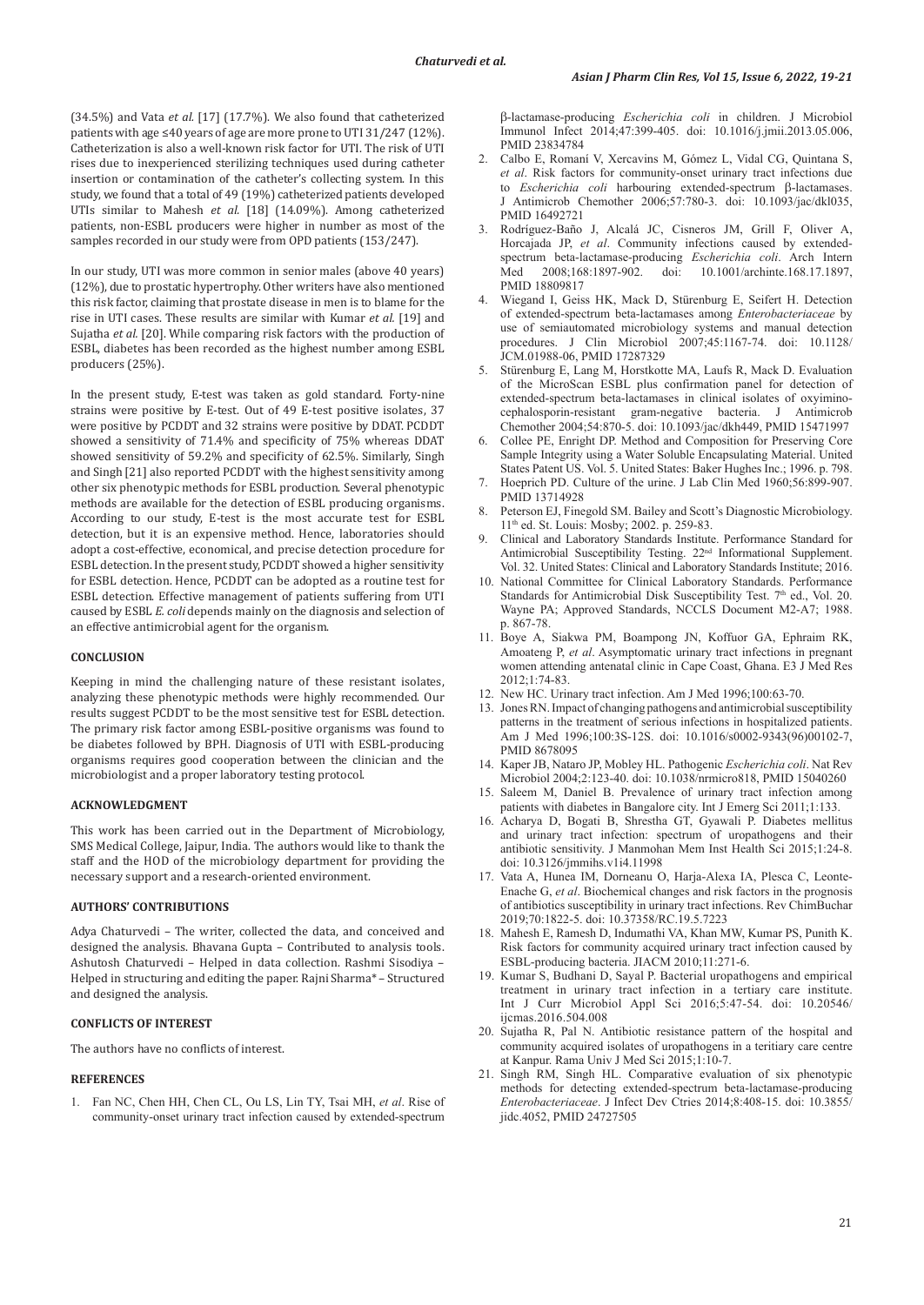(34.5%) and Vata *et al.* [17] (17.7%). We also found that catheterized patients with age ≤40 years of age are more prone to UTI 31/247 (12%). Catheterization is also a well-known risk factor for UTI. The risk of UTI rises due to inexperienced sterilizing techniques used during catheter insertion or contamination of the catheter's collecting system. In this study, we found that a total of 49 (19%) catheterized patients developed UTIs similar to Mahesh *et al.* [18] (14.09%). Among catheterized patients, non-ESBL producers were higher in number as most of the samples recorded in our study were from OPD patients (153/247).

In our study, UTI was more common in senior males (above 40 years) (12%), due to prostatic hypertrophy. Other writers have also mentioned this risk factor, claiming that prostate disease in men is to blame for the rise in UTI cases. These results are similar with Kumar *et al.* [19] and Sujatha *et al.* [20]. While comparing risk factors with the production of ESBL, diabetes has been recorded as the highest number among ESBL producers (25%).

In the present study, E-test was taken as gold standard. Forty-nine strains were positive by E-test. Out of 49 E-test positive isolates, 37 were positive by PCDDT and 32 strains were positive by DDAT. PCDDT showed a sensitivity of 71.4% and specificity of 75% whereas DDAT showed sensitivity of 59.2% and specificity of 62.5%. Similarly, Singh and Singh [21] also reported PCDDT with the highest sensitivity among other six phenotypic methods for ESBL production. Several phenotypic methods are available for the detection of ESBL producing organisms. According to our study, E-test is the most accurate test for ESBL detection, but it is an expensive method. Hence, laboratories should adopt a cost-effective, economical, and precise detection procedure for ESBL detection. In the present study, PCDDT showed a higher sensitivity for ESBL detection. Hence, PCDDT can be adopted as a routine test for ESBL detection. Effective management of patients suffering from UTI caused by ESBL *E. coli* depends mainly on the diagnosis and selection of an effective antimicrobial agent for the organism.

## CONCLUSION

Keeping in mind the challenging nature of these resistant isolates, analyzing these phenotypic methods were highly recommended. Our results suggest PCDDT to be the most sensitive test for ESBL detection. The primary risk factor among ESBL-positive organisms was found to be diabetes followed by BPH. Diagnosis of UTI with ESBL-producing organisms requires good cooperation between the clinician and the microbiologist and a proper laboratory testing protocol.

## ACKNOWLEDGMENT

This work has been carried out in the Department of Microbiology, SMS Medical College, Jaipur, India. The authors would like to thank the staff and the HOD of the microbiology department for providing the necessary support and a research-oriented environment.

## AUTHORS' CONTRIBUTIONS

Adya Chaturvedi – The writer, collected the data, and conceived and designed the analysis. Bhavana Gupta – Contributed to analysis tools. Ashutosh Chaturvedi – Helped in data collection. Rashmi Sisodiya – Helped in structuring and editing the paper. Rajni Sharma* – Structured and designed the analysis.

## CONFLICTS OF INTEREST

The authors have no conflicts of interest.

## REFERENCES

1. Fan NC, Chen HH, Chen CL, Ou LS, Lin TY, Tsai MH, *et al*. Rise of community-onset urinary tract infection caused by extended-spectrum β-lactamase-producing *Escherichia coli* in children. J Microbiol Immunol Infect 2014;47:399-405. doi: 10.1016/j.jmii.2013.05.006, PMID 23834784
2. Calbo E, Romaní V, Xercavins M, Gómez L, Vidal CG, Quintana S, *et al*. Risk factors for community-onset urinary tract infections due to *Escherichia coli* harbouring extended-spectrum β-lactamases. J Antimicrob Chemother 2006;57:780-3. doi: 10.1093/jac/dkl035, PMID 16492721
3. Rodríguez-Baño J, Alcalá JC, Cisneros JM, Grill F, Oliver A, Horcajada JP, *et al*. Community infections caused by extended-spectrum beta-lactamase-producing *Escherichia coli*. Arch Intern Med 2008;168:1897-902. doi: 10.1001/archinte.168.17.1897, PMID 18809817
4. Wiegand I, Geiss HK, Mack D, Stürenburg E, Seifert H. Detection of extended-spectrum beta-lactamases among *Enterobacteriaceae* by use of semiautomated microbiology systems and manual detection procedures. J Clin Microbiol 2007;45:1167-74. doi: 10.1128/JCM.01988-06, PMID 17287329
5. Stürenburg E, Lang M, Horstkotte MA, Laufs R, Mack D. Evaluation of the MicroScan ESBL plus confirmation panel for detection of extended-spectrum beta-lactamases in clinical isolates of oxyimino-cephalosporin-resistant gram-negative bacteria. J Antimicrob Chemother 2004;54:870-5. doi: 10.1093/jac/dkh449, PMID 15471997
6. Collee PE, Enright DP. Method and Composition for Preserving Core Sample Integrity using a Water Soluble Encapsulating Material. United States Patent US. Vol. 5. United States: Baker Hughes Inc.; 1996. p. 798.
7. Hoeprich PD. Culture of the urine. J Lab Clin Med 1960;56:899-907. PMID 13714928
8. Peterson EJ, Finegold SM. Bailey and Scott's Diagnostic Microbiology. 11th ed. St. Louis: Mosby; 2002. p. 259-83.
9. Clinical and Laboratory Standards Institute. Performance Standard for Antimicrobial Susceptibility Testing. 22nd Informational Supplement. Vol. 32. United States: Clinical and Laboratory Standards Institute; 2016.
10. National Committee for Clinical Laboratory Standards. Performance Standards for Antimicrobial Disk Susceptibility Test. 7th ed., Vol. 20. Wayne PA; Approved Standards, NCCLS Document M2-A7; 1988. p. 867-78.
11. Boye A, Siakwa PM, Boampong JN, Koffuor GA, Ephraim RK, Amoateng P, *et al*. Asymptomatic urinary tract infections in pregnant women attending antenatal clinic in Cape Coast, Ghana. E3 J Med Res 2012;1:74-83.
12. New HC. Urinary tract infection. Am J Med 1996;100:63-70.
13. Jones RN. Impact of changing pathogens and antimicrobial susceptibility patterns in the treatment of serious infections in hospitalized patients. Am J Med 1996;100:3S-12S. doi: 10.1016/s0002-9343(96)00102-7, PMID 8678095
14. Kaper JB, Nataro JP, Mobley HL. Pathogenic *Escherichia coli*. Nat Rev Microbiol 2004;2:123-40. doi: 10.1038/nrmicro818, PMID 15040260
15. Saleem M, Daniel B. Prevalence of urinary tract infection among patients with diabetes in Bangalore city. Int J Emerg Sci 2011;1:133.
16. Acharya D, Bogati B, Shrestha GT, Gyawali P. Diabetes mellitus and urinary tract infection: spectrum of uropathogens and their antibiotic sensitivity. J Manmohan Mem Inst Health Sci 2015;1:24-8. doi: 10.3126/jmmihs.v1i4.11998
17. Vata A, Hunea IM, Dorneanu O, Harja-Alexa IA, Plesca C, Leonte-Enache G, *et al*. Biochemical changes and risk factors in the prognosis of antibiotics susceptibility in urinary tract infections. Rev ChimBuchar 2019;70:1822-5. doi: 10.37358/RC.19.5.7223
18. Mahesh E, Ramesh D, Indumathi VA, Khan MW, Kumar PS, Punith K. Risk factors for community acquired urinary tract infection caused by ESBL-producing bacteria. JIACM 2010;11:271-6.
19. Kumar S, Budhani D, Sayal P. Bacterial uropathogens and empirical treatment in urinary tract infection in a tertiary care institute. Int J Curr Microbiol Appl Sci 2016;5:47-54. doi: 10.20546/ijcmas.2016.504.008
20. Sujatha R, Pal N. Antibiotic resistance pattern of the hospital and community acquired isolates of uropathogens in a teritiary care centre at Kanpur. Rama Univ J Med Sci 2015;1:10-7.
21. Singh RM, Singh HL. Comparative evaluation of six phenotypic methods for detecting extended-spectrum beta-lactamase-producing *Enterobacteriaceae*. J Infect Dev Ctries 2014;8:408-15. doi: 10.3855/jidc.4052, PMID 24727505